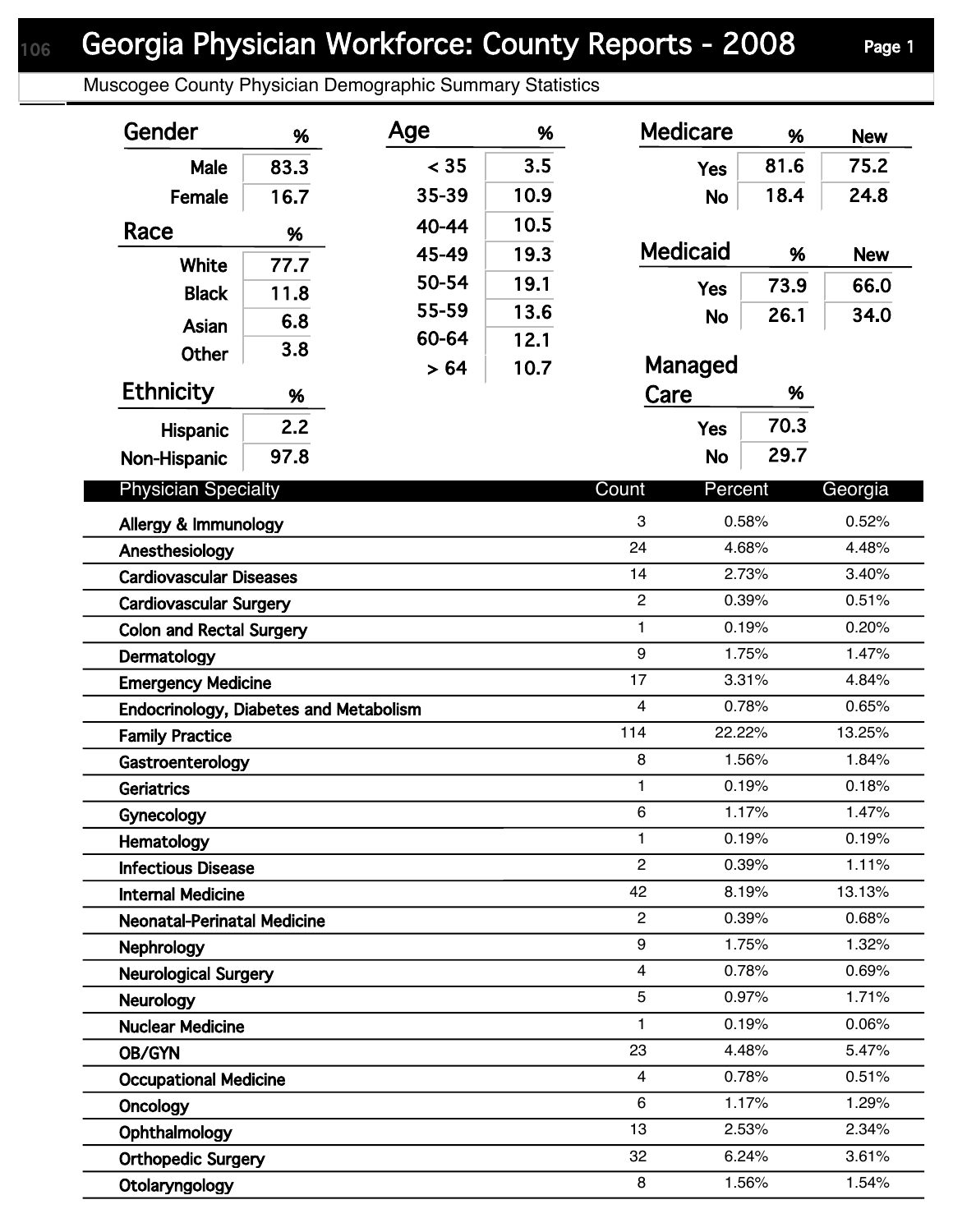# Georgia Physician Workforce: County Reports - 2008

Muscogee County Physician Demographic Summary Statistics

| Gender | % |
|---|---|
| Male | 83.3 |
| Female | 16.7 |

| Race | % |
|---|---|
| White | 77.7 |
| Black | 11.8 |
| Asian | 6.8 |
| Other | 3.8 |

| Ethnicity | % |
|---|---|
| Hispanic | 2.2 |
| Non-Hispanic | 97.8 |

| Age | % |
|---|---|
| < 35 | 3.5 |
| 35-39 | 10.9 |
| 40-44 | 10.5 |
| 45-49 | 19.3 |
| 50-54 | 19.1 |
| 55-59 | 13.6 |
| 60-64 | 12.1 |
| > 64 | 10.7 |

| Medicare | % | New |
|---|---|---|
| Yes | 81.6 | 75.2 |
| No | 18.4 | 24.8 |

| Medicaid | % | New |
|---|---|---|
| Yes | 73.9 | 66.0 |
| No | 26.1 | 34.0 |

| Managed Care | % |
|---|---|
| Yes | 70.3 |
| No | 29.7 |

| Physician Specialty | Count | Percent | Georgia |
|---|---|---|---|
| Allergy & Immunology | 3 | 0.58% | 0.52% |
| Anesthesiology | 24 | 4.68% | 4.48% |
| Cardiovascular Diseases | 14 | 2.73% | 3.40% |
| Cardiovascular Surgery | 2 | 0.39% | 0.51% |
| Colon and Rectal Surgery | 1 | 0.19% | 0.20% |
| Dermatology | 9 | 1.75% | 1.47% |
| Emergency Medicine | 17 | 3.31% | 4.84% |
| Endocrinology, Diabetes and Metabolism | 4 | 0.78% | 0.65% |
| Family Practice | 114 | 22.22% | 13.25% |
| Gastroenterology | 8 | 1.56% | 1.84% |
| Geriatrics | 1 | 0.19% | 0.18% |
| Gynecology | 6 | 1.17% | 1.47% |
| Hematology | 1 | 0.19% | 0.19% |
| Infectious Disease | 2 | 0.39% | 1.11% |
| Internal Medicine | 42 | 8.19% | 13.13% |
| Neonatal-Perinatal Medicine | 2 | 0.39% | 0.68% |
| Nephrology | 9 | 1.75% | 1.32% |
| Neurological Surgery | 4 | 0.78% | 0.69% |
| Neurology | 5 | 0.97% | 1.71% |
| Nuclear Medicine | 1 | 0.19% | 0.06% |
| OB/GYN | 23 | 4.48% | 5.47% |
| Occupational Medicine | 4 | 0.78% | 0.51% |
| Oncology | 6 | 1.17% | 1.29% |
| Ophthalmology | 13 | 2.53% | 2.34% |
| Orthopedic Surgery | 32 | 6.24% | 3.61% |
| Otolaryngology | 8 | 1.56% | 1.54% |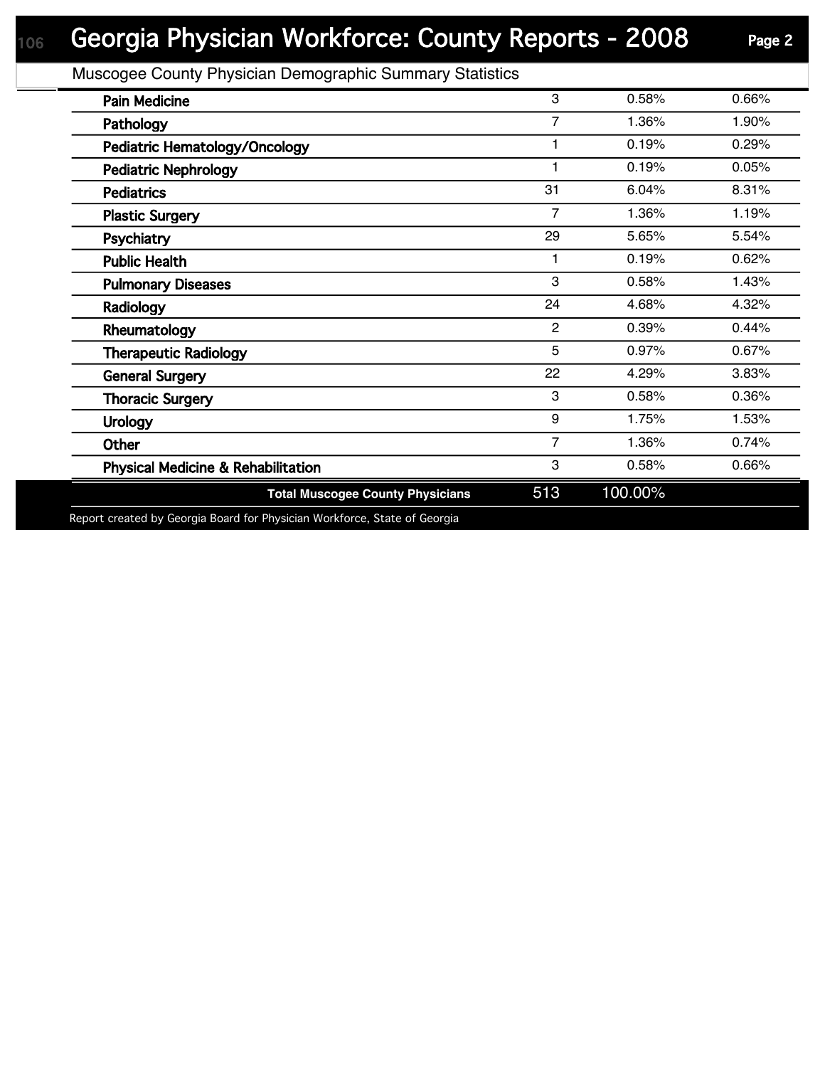Muscogee County Physician Demographic Summary Statistics

| | | | |
|---|---|---|---|
| **Pain Medicine** | 3 | 0.58% | 0.66% |
| **Pathology** | 7 | 1.36% | 1.90% |
| **Pediatric Hematology/Oncology** | 1 | 0.19% | 0.29% |
| **Pediatric Nephrology** | 1 | 0.19% | 0.05% |
| **Pediatrics** | 31 | 6.04% | 8.31% |
| **Plastic Surgery** | 7 | 1.36% | 1.19% |
| **Psychiatry** | 29 | 5.65% | 5.54% |
| **Public Health** | 1 | 0.19% | 0.62% |
| **Pulmonary Diseases** | 3 | 0.58% | 1.43% |
| **Radiology** | 24 | 4.68% | 4.32% |
| **Rheumatology** | 2 | 0.39% | 0.44% |
| **Therapeutic Radiology** | 5 | 0.97% | 0.67% |
| **General Surgery** | 22 | 4.29% | 3.83% |
| **Thoracic Surgery** | 3 | 0.58% | 0.36% |
| **Urology** | 9 | 1.75% | 1.53% |
| **Other** | 7 | 1.36% | 0.74% |
| **Physical Medicine & Rehabilitation** | 3 | 0.58% | 0.66% |
| **Total Muscogee County Physicians** | 513 | 100.00% | |

Report created by Georgia Board for Physician Workforce, State of Georgia